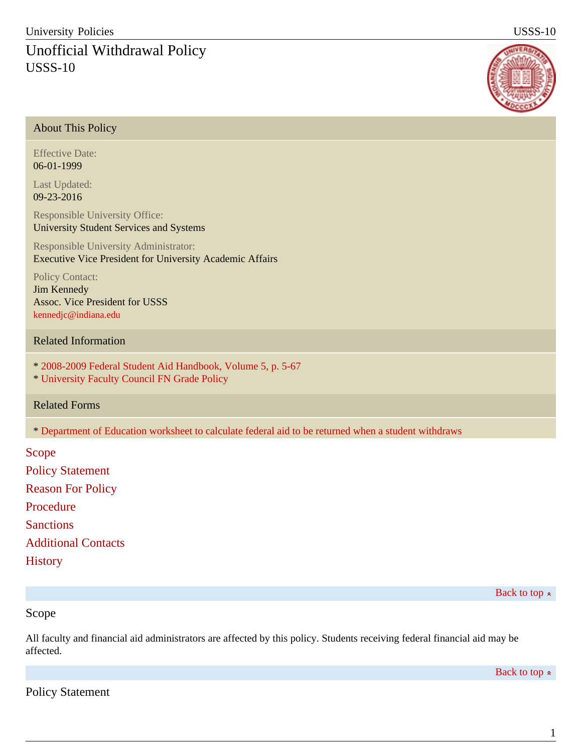# Unofficial Withdrawal Policy

USSS-10

## About This Policy

Effective Date:
06-01-1999

Last Updated:
09-23-2016

Responsible University Office:
University Student Services and Systems

Responsible University Administrator:
Executive Vice President for University Academic Affairs

Policy Contact:
Jim Kennedy
Assoc. Vice President for USSS
kennedjc@indiana.edu

## Related Information

* 2008-2009 Federal Student Aid Handbook, Volume 5, p. 5-67
* University Faculty Council FN Grade Policy

## Related Forms

* Department of Education worksheet to calculate federal aid to be returned when a student withdraws

Scope

Policy Statement

Reason For Policy

Procedure

Sanctions

Additional Contacts

History

Back to top

## Scope

All faculty and financial aid administrators are affected by this policy. Students receiving federal financial aid may be affected.

Back to top

## Policy Statement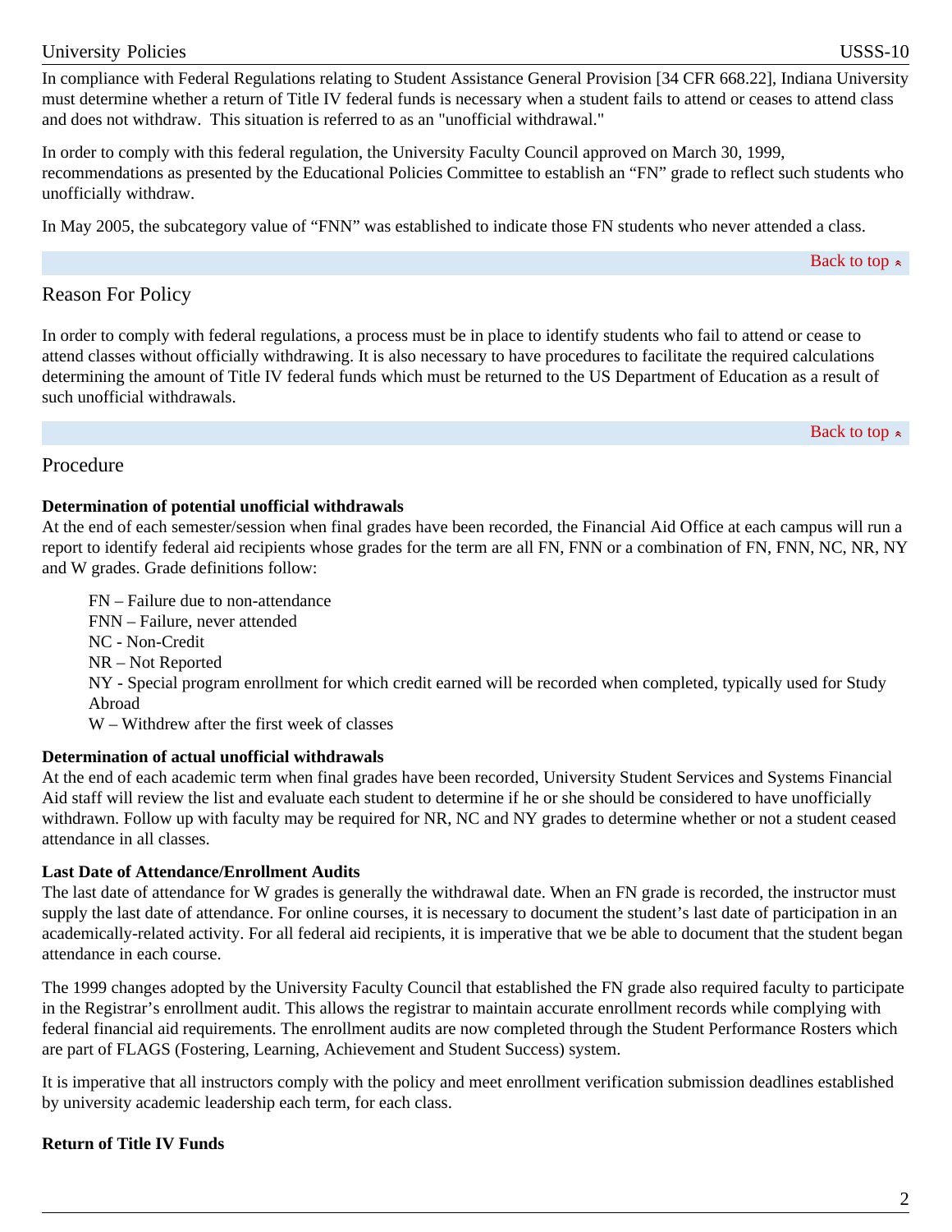In compliance with Federal Regulations relating to Student Assistance General Provision [34 CFR 668.22], Indiana University must determine whether a return of Title IV federal funds is necessary when a student fails to attend or ceases to attend class and does not withdraw. This situation is referred to as an "unofficial withdrawal."

In order to comply with this federal regulation, the University Faculty Council approved on March 30, 1999, recommendations as presented by the Educational Policies Committee to establish an "FN" grade to reflect such students who unofficially withdraw.

In May 2005, the subcategory value of "FNN" was established to indicate those FN students who never attended a class.

Back to top

## Reason For Policy

In order to comply with federal regulations, a process must be in place to identify students who fail to attend or cease to attend classes without officially withdrawing. It is also necessary to have procedures to facilitate the required calculations determining the amount of Title IV federal funds which must be returned to the US Department of Education as a result of such unofficial withdrawals.

Back to top

## Procedure

**Determination of potential unofficial withdrawals**
At the end of each semester/session when final grades have been recorded, the Financial Aid Office at each campus will run a report to identify federal aid recipients whose grades for the term are all FN, FNN or a combination of FN, FNN, NC, NR, NY and W grades. Grade definitions follow:

FN – Failure due to non-attendance
FNN – Failure, never attended
NC - Non-Credit
NR – Not Reported
NY - Special program enrollment for which credit earned will be recorded when completed, typically used for Study Abroad
W – Withdrew after the first week of classes

**Determination of actual unofficial withdrawals**
At the end of each academic term when final grades have been recorded, University Student Services and Systems Financial Aid staff will review the list and evaluate each student to determine if he or she should be considered to have unofficially withdrawn. Follow up with faculty may be required for NR, NC and NY grades to determine whether or not a student ceased attendance in all classes.

**Last Date of Attendance/Enrollment Audits**
The last date of attendance for W grades is generally the withdrawal date. When an FN grade is recorded, the instructor must supply the last date of attendance. For online courses, it is necessary to document the student's last date of participation in an academically-related activity. For all federal aid recipients, it is imperative that we be able to document that the student began attendance in each course.

The 1999 changes adopted by the University Faculty Council that established the FN grade also required faculty to participate in the Registrar's enrollment audit. This allows the registrar to maintain accurate enrollment records while complying with federal financial aid requirements. The enrollment audits are now completed through the Student Performance Rosters which are part of FLAGS (Fostering, Learning, Achievement and Student Success) system.

It is imperative that all instructors comply with the policy and meet enrollment verification submission deadlines established by university academic leadership each term, for each class.

**Return of Title IV Funds**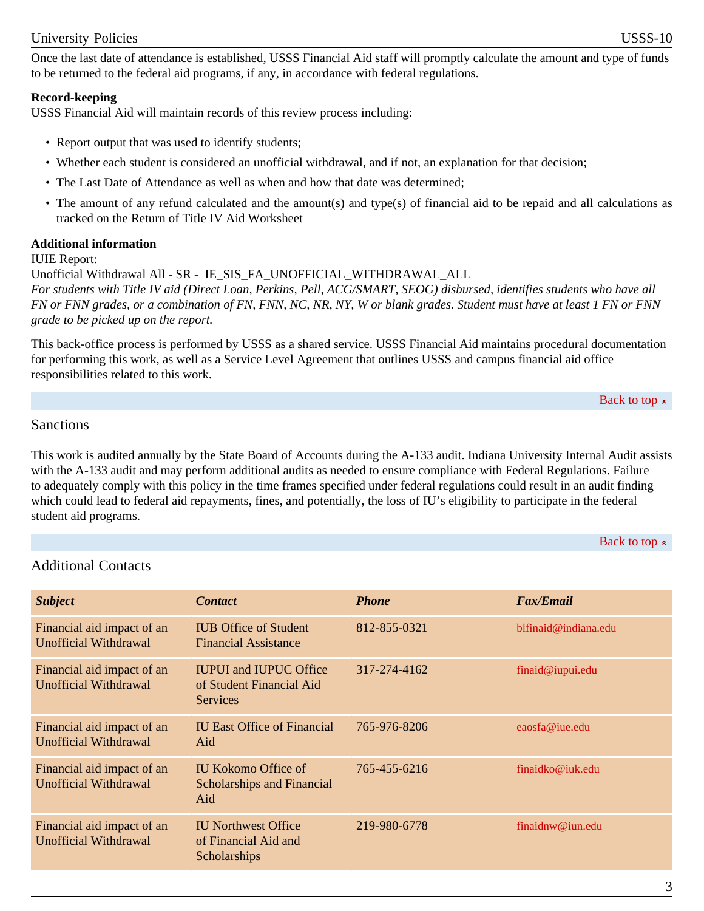Once the last date of attendance is established, USSS Financial Aid staff will promptly calculate the amount and type of funds to be returned to the federal aid programs, if any, in accordance with federal regulations.

**Record-keeping**

USSS Financial Aid will maintain records of this review process including:

- Report output that was used to identify students;
- Whether each student is considered an unofficial withdrawal, and if not, an explanation for that decision;
- The Last Date of Attendance as well as when and how that date was determined;
- The amount of any refund calculated and the amount(s) and type(s) of financial aid to be repaid and all calculations as tracked on the Return of Title IV Aid Worksheet

**Additional information**

IUIE Report:

Unofficial Withdrawal All - SR - IE_SIS_FA_UNOFFICIAL_WITHDRAWAL_ALL

*For students with Title IV aid (Direct Loan, Perkins, Pell, ACG/SMART, SEOG) disbursed, identifies students who have all FN or FNN grades, or a combination of FN, FNN, NC, NR, NY, W or blank grades. Student must have at least 1 FN or FNN grade to be picked up on the report.*

This back-office process is performed by USSS as a shared service. USSS Financial Aid maintains procedural documentation for performing this work, as well as a Service Level Agreement that outlines USSS and campus financial aid office responsibilities related to this work.

Back to top

## Sanctions

This work is audited annually by the State Board of Accounts during the A-133 audit. Indiana University Internal Audit assists with the A-133 audit and may perform additional audits as needed to ensure compliance with Federal Regulations. Failure to adequately comply with this policy in the time frames specified under federal regulations could result in an audit finding which could lead to federal aid repayments, fines, and potentially, the loss of IU's eligibility to participate in the federal student aid programs.

Back to top

## Additional Contacts

| *Subject* | *Contact* | *Phone* | *Fax/Email* |
|---|---|---|---|
| Financial aid impact of an Unofficial Withdrawal | IUB Office of Student Financial Assistance | 812-855-0321 | blfinaid@indiana.edu |
| Financial aid impact of an Unofficial Withdrawal | IUPUI and IUPUC Office of Student Financial Aid Services | 317-274-4162 | finaid@iupui.edu |
| Financial aid impact of an Unofficial Withdrawal | IU East Office of Financial Aid | 765-976-8206 | eaosfa@iue.edu |
| Financial aid impact of an Unofficial Withdrawal | IU Kokomo Office of Scholarships and Financial Aid | 765-455-6216 | finaidko@iuk.edu |
| Financial aid impact of an Unofficial Withdrawal | IU Northwest Office of Financial Aid and Scholarships | 219-980-6778 | finaidnw@iun.edu |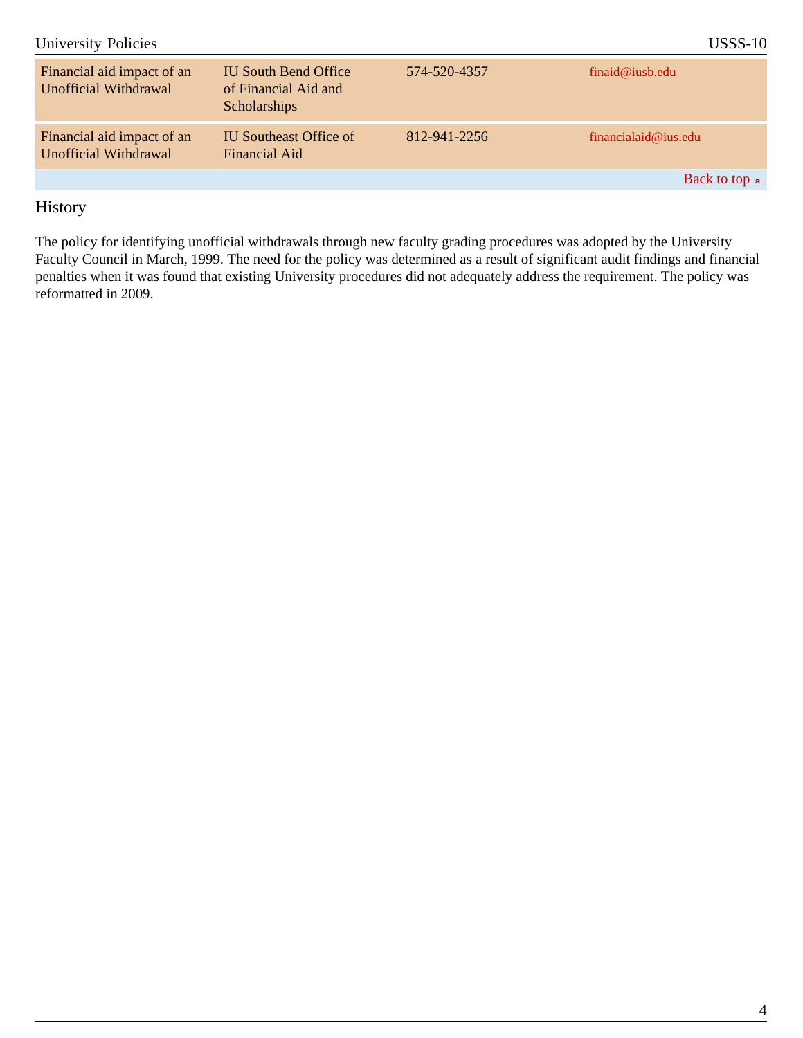| | | | |
|---|---|---|---|
| Financial aid impact of an Unofficial Withdrawal | IU South Bend Office of Financial Aid and Scholarships | 574-520-4357 | finaid@iusb.edu |
| Financial aid impact of an Unofficial Withdrawal | IU Southeast Office of Financial Aid | 812-941-2256 | financialaid@ius.edu |

Back to top

## History

The policy for identifying unofficial withdrawals through new faculty grading procedures was adopted by the University Faculty Council in March, 1999. The need for the policy was determined as a result of significant audit findings and financial penalties when it was found that existing University procedures did not adequately address the requirement. The policy was reformatted in 2009.